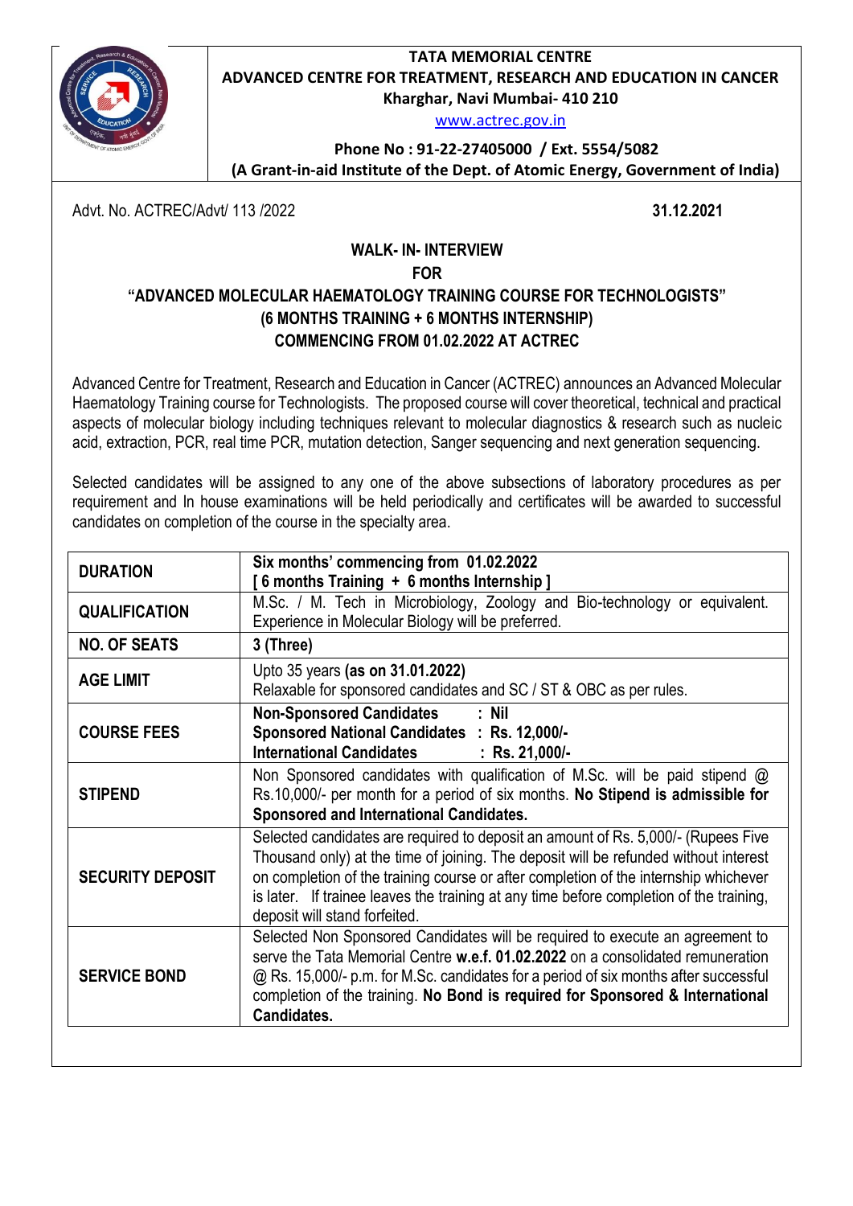**TATA MEMORIAL CENTRE**
**ADVANCED CENTRE FOR TREATMENT, RESEARCH AND EDUCATION IN CANCER**
**Kharghar, Navi Mumbai- 410 210**
www.actrec.gov.in

**Phone No : 91-22-27405000 / Ext. 5554/5082**
**(A Grant-in-aid Institute of the Dept. of Atomic Energy, Government of India)**

Advt. No. ACTREC/Advt/ 113 /2022 **31.12.2021**

# WALK- IN- INTERVIEW
# FOR
# "ADVANCED MOLECULAR HAEMATOLOGY TRAINING COURSE FOR TECHNOLOGISTS"
## (6 MONTHS TRAINING + 6 MONTHS INTERNSHIP)
## COMMENCING FROM 01.02.2022 AT ACTREC

Advanced Centre for Treatment, Research and Education in Cancer (ACTREC) announces an Advanced Molecular Haematology Training course for Technologists. The proposed course will cover theoretical, technical and practical aspects of molecular biology including techniques relevant to molecular diagnostics & research such as nucleic acid, extraction, PCR, real time PCR, mutation detection, Sanger sequencing and next generation sequencing.

Selected candidates will be assigned to any one of the above subsections of laboratory procedures as per requirement and In house examinations will be held periodically and certificates will be awarded to successful candidates on completion of the course in the specialty area.

| | |
|---|---|
| **DURATION** | **Six months' commencing from 01.02.2022**<br>**[ 6 months Training + 6 months Internship ]** |
| **QUALIFICATION** | M.Sc. / M. Tech in Microbiology, Zoology and Bio-technology or equivalent. Experience in Molecular Biology will be preferred. |
| **NO. OF SEATS** | **3 (Three)** |
| **AGE LIMIT** | Upto 35 years **(as on 31.01.2022)**<br>Relaxable for sponsored candidates and SC / ST & OBC as per rules. |
| **COURSE FEES** | **Non-Sponsored Candidates : Nil**<br>**Sponsored National Candidates : Rs. 12,000/-**<br>**International Candidates : Rs. 21,000/-** |
| **STIPEND** | Non Sponsored candidates with qualification of M.Sc. will be paid stipend @ Rs.10,000/- per month for a period of six months. **No Stipend is admissible for Sponsored and International Candidates.** |
| **SECURITY DEPOSIT** | Selected candidates are required to deposit an amount of Rs. 5,000/- (Rupees Five Thousand only) at the time of joining. The deposit will be refunded without interest on completion of the training course or after completion of the internship whichever is later. If trainee leaves the training at any time before completion of the training, deposit will stand forfeited. |
| **SERVICE BOND** | Selected Non Sponsored Candidates will be required to execute an agreement to serve the Tata Memorial Centre **w.e.f. 01.02.2022** on a consolidated remuneration @ Rs. 15,000/- p.m. for M.Sc. candidates for a period of six months after successful completion of the training. **No Bond is required for Sponsored & International Candidates.** |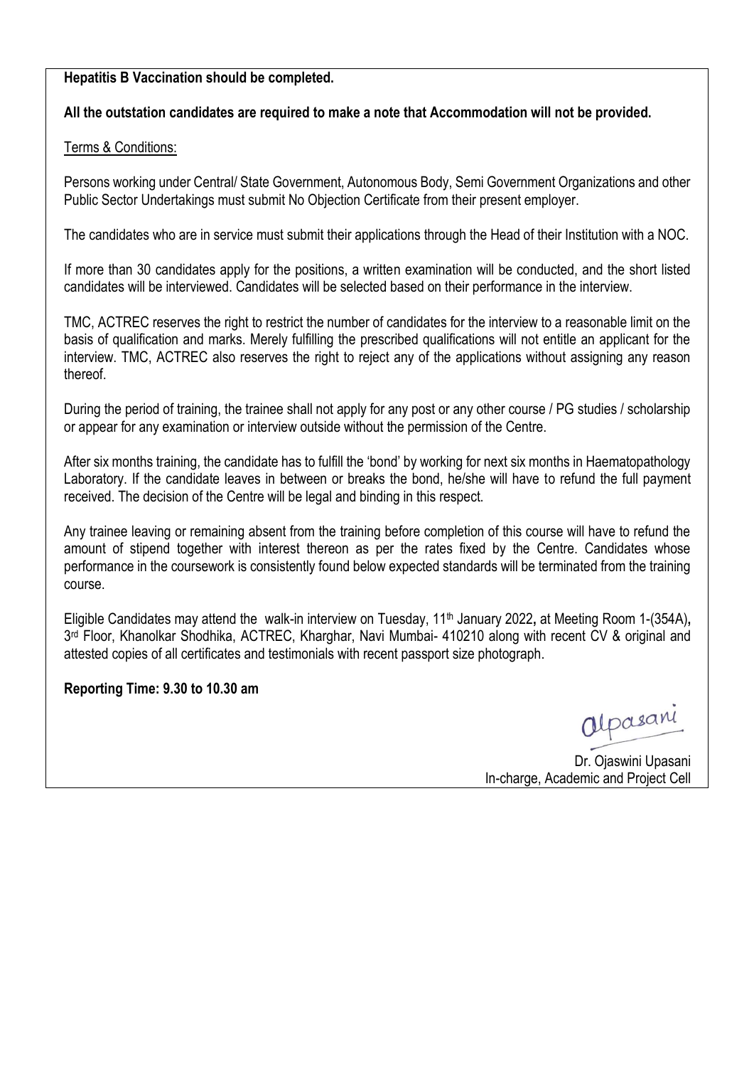**Hepatitis B Vaccination should be completed.**

**All the outstation candidates are required to make a note that Accommodation will not be provided.**

Terms & Conditions:

Persons working under Central/ State Government, Autonomous Body, Semi Government Organizations and other Public Sector Undertakings must submit No Objection Certificate from their present employer.

The candidates who are in service must submit their applications through the Head of their Institution with a NOC.

If more than 30 candidates apply for the positions, a written examination will be conducted, and the short listed candidates will be interviewed. Candidates will be selected based on their performance in the interview.

TMC, ACTREC reserves the right to restrict the number of candidates for the interview to a reasonable limit on the basis of qualification and marks. Merely fulfilling the prescribed qualifications will not entitle an applicant for the interview. TMC, ACTREC also reserves the right to reject any of the applications without assigning any reason thereof.

During the period of training, the trainee shall not apply for any post or any other course / PG studies / scholarship or appear for any examination or interview outside without the permission of the Centre.

After six months training, the candidate has to fulfill the 'bond' by working for next six months in Haematopathology Laboratory. If the candidate leaves in between or breaks the bond, he/she will have to refund the full payment received. The decision of the Centre will be legal and binding in this respect.

Any trainee leaving or remaining absent from the training before completion of this course will have to refund the amount of stipend together with interest thereon as per the rates fixed by the Centre. Candidates whose performance in the coursework is consistently found below expected standards will be terminated from the training course.

Eligible Candidates may attend the walk-in interview on Tuesday, 11th January 2022**,** at Meeting Room 1-(354A)**,** 3rd Floor, Khanolkar Shodhika, ACTREC, Kharghar, Navi Mumbai- 410210 along with recent CV & original and attested copies of all certificates and testimonials with recent passport size photograph.

**Reporting Time: 9.30 to 10.30 am**

Dr. Ojaswini Upasani
In-charge, Academic and Project Cell